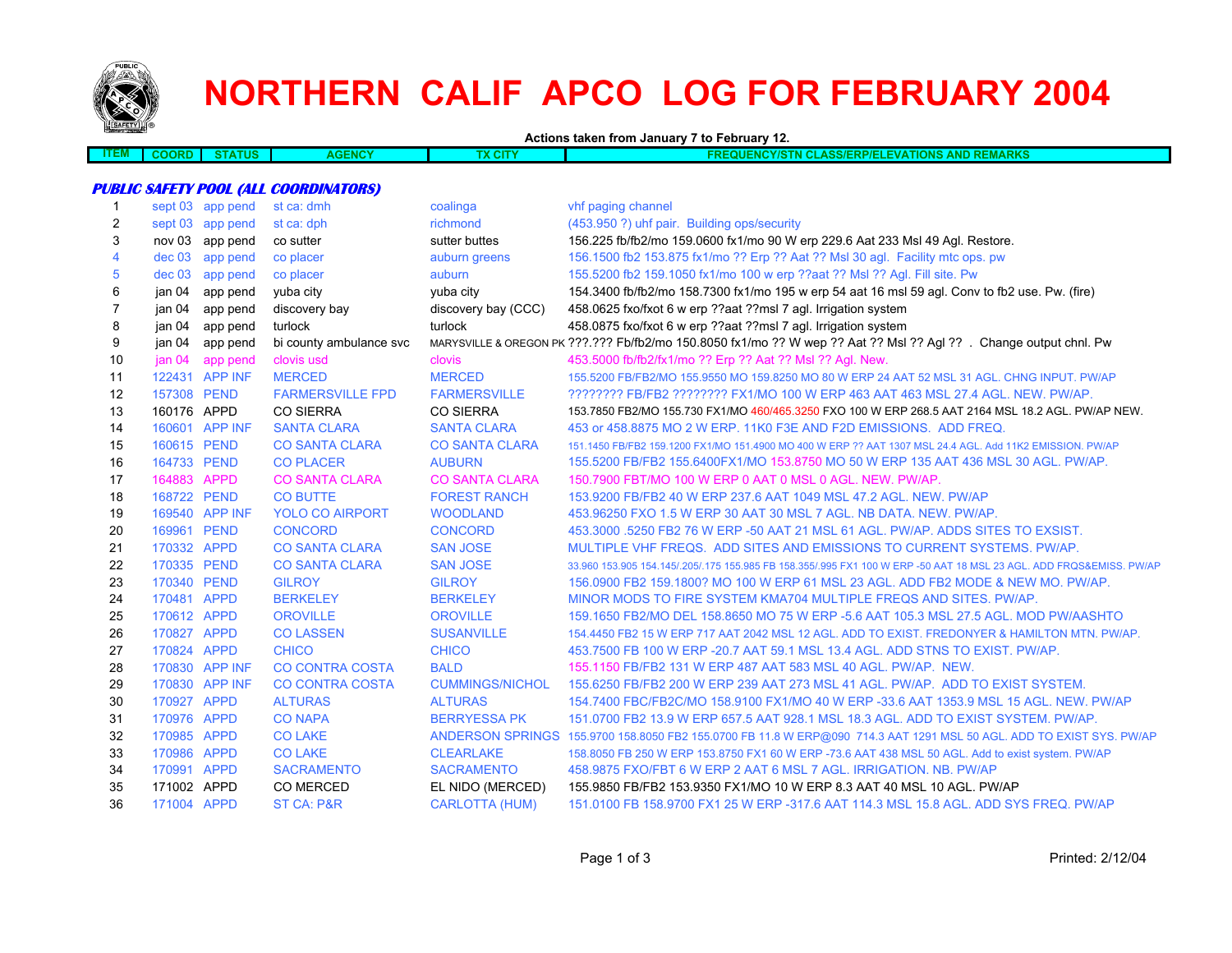# NORTHERN CALIF APCO LOG FOR FEBRUARY 2004

**Actions taken from January 7 to February 12.**

| ITEM | COORD | STATUS | AGENCY | TX CITY | FREQUENCY/STN CLASS/ERP/ELEVATIONS AND REMARKS |
|---|---|---|---|---|---|
| ***PUBLIC SAFETY POOL (ALL COORDINATORS)*** | | | | | |
| 1 | sept 03 | app pend | st ca: dmh | coalinga | vhf paging channel |
| 2 | sept 03 | app pend | st ca: dph | richmond | (453.950 ?) uhf pair. Building ops/security |
| 3 | nov 03 | app pend | co sutter | sutter buttes | 156.225 fb/fb2/mo 159.0600 fx1/mo 90 W erp 229.6 Aat 233 Msl 49 Agl. Restore. |
| 4 | dec 03 | app pend | co placer | auburn greens | 156.1500 fb2 153.875 fx1/mo ?? Erp ?? Aat ?? Msl 30 agl. Facility mtc ops. pw |
| 5 | dec 03 | app pend | co placer | auburn | 155.5200 fb2 159.1050 fx1/mo 100 w erp ??aat ?? Msl ?? Agl. Fill site. Pw |
| 6 | jan 04 | app pend | yuba city | yuba city | 154.3400 fb/fb2/mo 158.7300 fx1/mo 195 w erp 54 aat 16 msl 59 agl. Conv to fb2 use. Pw. (fire) |
| 7 | jan 04 | app pend | discovery bay | discovery bay (CCC) | 458.0625 fxo/fxot 6 w erp ??aat ??msl 7 agl. Irrigation system |
| 8 | jan 04 | app pend | turlock | turlock | 458.0875 fxo/fxot 6 w erp ??aat ??msl 7 agl. Irrigation system |
| 9 | jan 04 | app pend | bi county ambulance svc | MARYSVILLE & OREGON PK | ???.??? Fb/fb2/mo 150.8050 fx1/mo ?? W wep ?? Aat ?? Msl ?? Agl ?? . Change output chnl. Pw |
| 10 | jan 04 | app pend | clovis usd | clovis | 453.5000 fb/fb2/fx1/mo ?? Erp ?? Aat ?? Msl ?? Agl. New. |
| 11 | 122431 | APP INF | MERCED | MERCED | 155.5200 FB/FB2/MO 155.9550 MO 159.8250 MO 80 W ERP 24 AAT 52 MSL 31 AGL. CHNG INPUT. PW/AP |
| 12 | 157308 | PEND | FARMERSVILLE FPD | FARMERSVILLE | ???????? FB/FB2 ???????? FX1/MO 100 W ERP 463 AAT 463 MSL 27.4 AGL. NEW. PW/AP. |
| 13 | 160176 | APPD | CO SIERRA | CO SIERRA | 153.7850 FB2/MO 155.730 FX1/MO 460/465.3250 FXO 100 W ERP 268.5 AAT 2164 MSL 18.2 AGL. PW/AP NEW. |
| 14 | 160601 | APP INF | SANTA CLARA | SANTA CLARA | 453 or 458.8875 MO 2 W ERP. 11K0 F3E AND F2D EMISSIONS. ADD FREQ. |
| 15 | 160615 | PEND | CO SANTA CLARA | CO SANTA CLARA | 151.1450 FB/FB2 159.1200 FX1/MO 151.4900 MO 400 W ERP ?? AAT 1307 MSL 24.4 AGL. Add 11K2 EMISSION. PW/AP |
| 16 | 164733 | PEND | CO PLACER | AUBURN | 155.5200 FB/FB2 155.6400FX1/MO 153.8750 MO 50 W ERP 135 AAT 436 MSL 30 AGL. PW/AP. |
| 17 | 164883 | APPD | CO SANTA CLARA | CO SANTA CLARA | 150.7900 FBT/MO 100 W ERP 0 AAT 0 MSL 0 AGL. NEW. PW/AP. |
| 18 | 168722 | PEND | CO BUTTE | FOREST RANCH | 153.9200 FB/FB2 40 W ERP 237.6 AAT 1049 MSL 47.2 AGL. NEW. PW/AP |
| 19 | 169540 | APP INF | YOLO CO AIRPORT | WOODLAND | 453.96250 FXO 1.5 W ERP 30 AAT 30 MSL 7 AGL. NB DATA. NEW. PW/AP. |
| 20 | 169961 | PEND | CONCORD | CONCORD | 453.3000 .5250 FB2 76 W ERP -50 AAT 21 MSL 61 AGL. PW/AP. ADDS SITES TO EXSIST. |
| 21 | 170332 | APPD | CO SANTA CLARA | SAN JOSE | MULTIPLE VHF FREQS. ADD SITES AND EMISSIONS TO CURRENT SYSTEMS. PW/AP. |
| 22 | 170335 | PEND | CO SANTA CLARA | SAN JOSE | 33.960 153.905 154.145/.205/.175 155.985 FB 158.355/.995 FX1 100 W ERP -50 AAT 18 MSL 23 AGL. ADD FRQS&EMISS. PW/AP |
| 23 | 170340 | PEND | GILROY | GILROY | 156.0900 FB2 159.1800? MO 100 W ERP 61 MSL 23 AGL. ADD FB2 MODE & NEW MO. PW/AP. |
| 24 | 170481 | APPD | BERKELEY | BERKELEY | MINOR MODS TO FIRE SYSTEM KMA704 MULTIPLE FREQS AND SITES. PW/AP. |
| 25 | 170612 | APPD | OROVILLE | OROVILLE | 159.1650 FB2/MO DEL 158.8650 MO 75 W ERP -5.6 AAT 105.3 MSL 27.5 AGL. MOD PW/AASHTO |
| 26 | 170827 | APPD | CO LASSEN | SUSANVILLE | 154.4450 FB2 15 W ERP 717 AAT 2042 MSL 12 AGL. ADD TO EXIST. FREDONYER & HAMILTON MTN. PW/AP. |
| 27 | 170824 | APPD | CHICO | CHICO | 453.7500 FB 100 W ERP -20.7 AAT 59.1 MSL 13.4 AGL. ADD STNS TO EXIST. PW/AP. |
| 28 | 170830 | APP INF | CO CONTRA COSTA | BALD | 155.1150 FB/FB2 131 W ERP 487 AAT 583 MSL 40 AGL. PW/AP. NEW. |
| 29 | 170830 | APP INF | CO CONTRA COSTA | CUMMINGS/NICHOL | 155.6250 FB/FB2 200 W ERP 239 AAT 273 MSL 41 AGL. PW/AP. ADD TO EXIST SYSTEM. |
| 30 | 170927 | APPD | ALTURAS | ALTURAS | 154.7400 FBC/FB2C/MO 158.9100 FX1/MO 40 W ERP -33.6 AAT 1353.9 MSL 15 AGL. NEW. PW/AP |
| 31 | 170976 | APPD | CO NAPA | BERRYESSA PK | 151.0700 FB2 13.9 W ERP 657.5 AAT 928.1 MSL 18.3 AGL. ADD TO EXIST SYSTEM. PW/AP. |
| 32 | 170985 | APPD | CO LAKE | ANDERSON SPRINGS | 155.9700 158.8050 FB2 155.0700 FB 11.8 W ERP@090 714.3 AAT 1291 MSL 50 AGL. ADD TO EXIST SYS. PW/AP |
| 33 | 170986 | APPD | CO LAKE | CLEARLAKE | 158.8050 FB 250 W ERP 153.8750 FX1 60 W ERP -73.6 AAT 438 MSL 50 AGL. Add to exist system. PW/AP |
| 34 | 170991 | APPD | SACRAMENTO | SACRAMENTO | 458.9875 FXO/FBT 6 W ERP 2 AAT 6 MSL 7 AGL. IRRIGATION. NB. PW/AP |
| 35 | 171002 | APPD | CO MERCED | EL NIDO (MERCED) | 155.9850 FB/FB2 153.9350 FX1/MO 10 W ERP 8.3 AAT 40 MSL 10 AGL. PW/AP |
| 36 | 171004 | APPD | ST CA: P&R | CARLOTTA (HUM) | 151.0100 FB 158.9700 FX1 25 W ERP -317.6 AAT 114.3 MSL 15.8 AGL. ADD SYS FREQ. PW/AP |

Printed: 2/12/04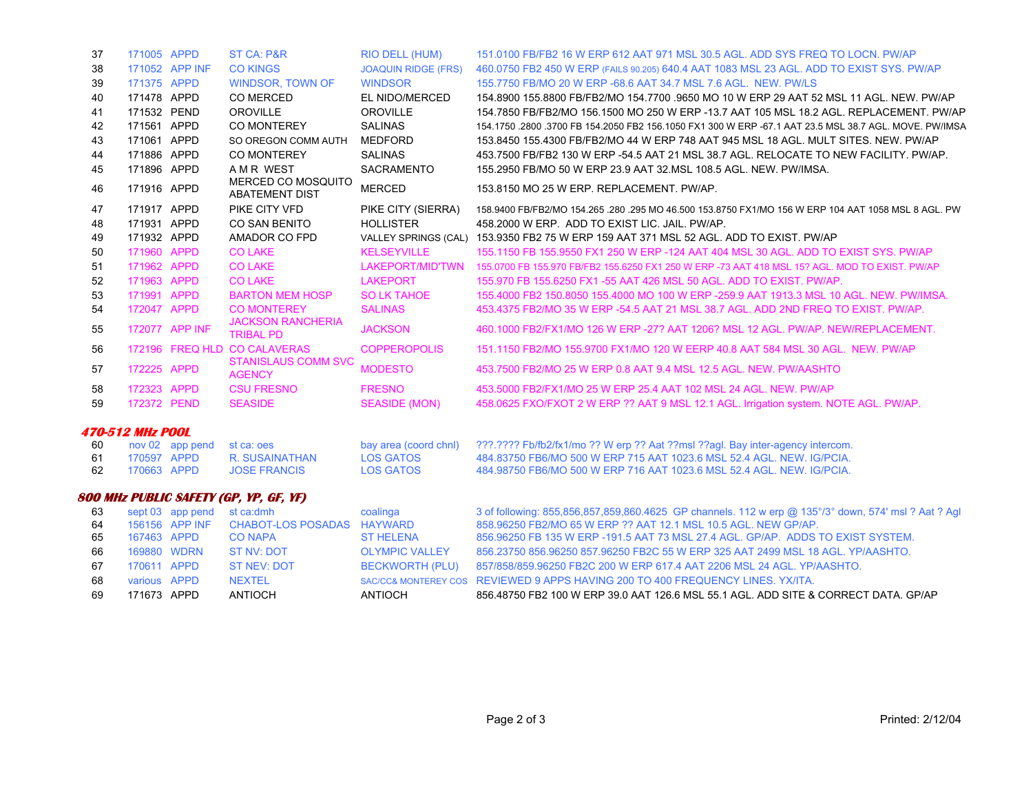| 37 | 171005 | APPD | ST CA: P&R | RIO DELL (HUM) | 151.0100 FB/FB2 16 W ERP 612 AAT 971 MSL 30.5 AGL. ADD SYS FREQ TO LOCN. PW/AP |
|---|---|---|---|---|---|
| 38 | 171052 | APP INF | CO KINGS | JOAQUIN RIDGE (FRS) | 460.0750 FB2 450 W ERP (FAILS 90.205) 640.4 AAT 1083 MSL 23 AGL. ADD TO EXIST SYS. PW/AP |
| 39 | 171375 | APPD | WINDSOR, TOWN OF | WINDSOR | 155.7750 FB/MO 20 W ERP -68.6 AAT 34.7 MSL 7.6 AGL. NEW. PW/LS |
| 40 | 171478 | APPD | CO MERCED | EL NIDO/MERCED | 154.8900 155.8800 FB/FB2/MO 154.7700 .9650 MO 10 W ERP 29 AAT 52 MSL 11 AGL. NEW. PW/AP |
| 41 | 171532 | PEND | OROVILLE | OROVILLE | 154.7850 FB/FB2/MO 156.1500 MO 250 W ERP -13.7 AAT 105 MSL 18.2 AGL. REPLACEMENT. PW/AP |
| 42 | 171561 | APPD | CO MONTEREY | SALINAS | 154.1750 .2800 .3700 FB 154.2050 FB2 156.1050 FX1 300 W ERP -67.1 AAT 23.5 MSL 38.7 AGL. MOVE. PW/IMSA |
| 43 | 171061 | APPD | SO OREGON COMM AUTH | MEDFORD | 153.8450 155.4300 FB/FB2/MO 44 W ERP 748 AAT 945 MSL 18 AGL. MULT SITES. NEW. PW/AP |
| 44 | 171886 | APPD | CO MONTEREY | SALINAS | 453.7500 FB/FB2 130 W ERP -54.5 AAT 21 MSL 38.7 AGL. RELOCATE TO NEW FACILITY. PW/AP. |
| 45 | 171896 | APPD | A M R WEST | SACRAMENTO | 155.2950 FB/MO 50 W ERP 23.9 AAT 32.MSL 108.5 AGL. NEW. PW/IMSA. |
| 46 | 171916 | APPD | MERCED CO MOSQUITO ABATEMENT DIST | MERCED | 153.8150 MO 25 W ERP. REPLACEMENT. PW/AP. |
| 47 | 171917 | APPD | PIKE CITY VFD | PIKE CITY (SIERRA) | 158.9400 FB/FB2/MO 154.265 .280 .295 MO 46.500 153.8750 FX1/MO 156 W ERP 104 AAT 1058 MSL 8 AGL. PW |
| 48 | 171931 | APPD | CO SAN BENITO | HOLLISTER | 458.2000 W ERP. ADD TO EXIST LIC. JAIL. PW/AP. |
| 49 | 171932 | APPD | AMADOR CO FPD | VALLEY SPRINGS (CAL) | 153.9350 FB2 75 W ERP 159 AAT 371 MSL 52 AGL. ADD TO EXIST. PW/AP |
| 50 | 171960 | APPD | CO LAKE | KELSEYVILLE | 155.1150 FB 155.9550 FX1 250 W ERP -124 AAT 404 MSL 30 AGL. ADD TO EXIST SYS. PW/AP |
| 51 | 171962 | APPD | CO LAKE | LAKEPORT/MID'TWN | 155.0700 FB 155.970 FB/FB2 155.6250 FX1 250 W ERP -73 AAT 418 MSL 15? AGL. MOD TO EXIST. PW/AP |
| 52 | 171963 | APPD | CO LAKE | LAKEPORT | 155.970 FB 155.6250 FX1 -55 AAT 426 MSL 50 AGL. ADD TO EXIST. PW/AP. |
| 53 | 171991 | APPD | BARTON MEM HOSP | SO LK TAHOE | 155.4000 FB2 150.8050 155.4000 MO 100 W ERP -259.9 AAT 1913.3 MSL 10 AGL. NEW. PW/IMSA. |
| 54 | 172047 | APPD | CO MONTEREY | SALINAS | 453.4375 FB2/MO 35 W ERP -54.5 AAT 21 MSL 38.7 AGL. ADD 2ND FREQ TO EXIST. PW/AP. |
| 55 | 172077 | APP INF | JACKSON RANCHERIA TRIBAL PD | JACKSON | 460.1000 FB2/FX1/MO 126 W ERP -27? AAT 1206? MSL 12 AGL. PW/AP. NEW/REPLACEMENT. |
| 56 | 172196 | FREQ HLD | CO CALAVERAS | COPPEROPOLIS | 151.1150 FB2/MO 155.9700 FX1/MO 120 W EERP 40.8 AAT 584 MSL 30 AGL. NEW. PW/AP |
| 57 | 172225 | APPD | STANISLAUS COMM SVC AGENCY | MODESTO | 453.7500 FB2/MO 25 W ERP 0.8 AAT 9.4 MSL 12.5 AGL. NEW. PW/AASHTO |
| 58 | 172323 | APPD | CSU FRESNO | FRESNO | 453.5000 FB2/FX1/MO 25 W ERP 25.4 AAT 102 MSL 24 AGL. NEW. PW/AP |
| 59 | 172372 | PEND | SEASIDE | SEASIDE (MON) | 458.0625 FXO/FXOT 2 W ERP ?? AAT 9 MSL 12.1 AGL. Irrigation system. NOTE AGL. PW/AP. |

***470-512 MHz POOL***

| 60 | nov 02 | app pend | st ca: oes | bay area (coord chnl) | ???.???? Fb/fb2/fx1/mo ?? W erp ?? Aat ??msl ??agl. Bay inter-agency intercom. |
|---|---|---|---|---|---|
| 61 | 170597 | APPD | R. SUSAINATHAN | LOS GATOS | 484.83750 FB6/MO 500 W ERP 715 AAT 1023.6 MSL 52.4 AGL. NEW. IG/PCIA. |
| 62 | 170663 | APPD | JOSE FRANCIS | LOS GATOS | 484.98750 FB6/MO 500 W ERP 716 AAT 1023.6 MSL 52.4 AGL. NEW. IG/PCIA. |

***800 MHz PUBLIC SAFETY (GP, YP, GF, YF)***

| 63 | sept 03 | app pend | st ca:dmh | coalinga | 3 of following: 855,856,857,859,860.4625 GP channels. 112 w erp @ 135°/3° down, 574' msl ? Aat ? Agl |
|---|---|---|---|---|---|
| 64 | 156156 | APP INF | CHABOT-LOS POSADAS | HAYWARD | 858.96250 FB2/MO 65 W ERP ?? AAT 12.1 MSL 10.5 AGL. NEW GP/AP. |
| 65 | 167463 | APPD | CO NAPA | ST HELENA | 856.96250 FB 135 W ERP -191.5 AAT 73 MSL 27.4 AGL. GP/AP. ADDS TO EXIST SYSTEM. |
| 66 | 169880 | WDRN | ST NV: DOT | OLYMPIC VALLEY | 856.23750 856.96250 857.96250 FB2C 55 W ERP 325 AAT 2499 MSL 18 AGL. YP/AASHTO. |
| 67 | 170611 | APPD | ST NEV: DOT | BECKWORTH (PLU) | 857/858/859.96250 FB2C 200 W ERP 617.4 AAT 2206 MSL 24 AGL. YP/AASHTO. |
| 68 | various | APPD | NEXTEL | SAC/CC& MONTEREY COS | REVIEWED 9 APPS HAVING 200 TO 400 FREQUENCY LINES. YX/ITA. |
| 69 | 171673 | APPD | ANTIOCH | ANTIOCH | 856.48750 FB2 100 W ERP 39.0 AAT 126.6 MSL 55.1 AGL. ADD SITE & CORRECT DATA. GP/AP |

Printed: 2/12/04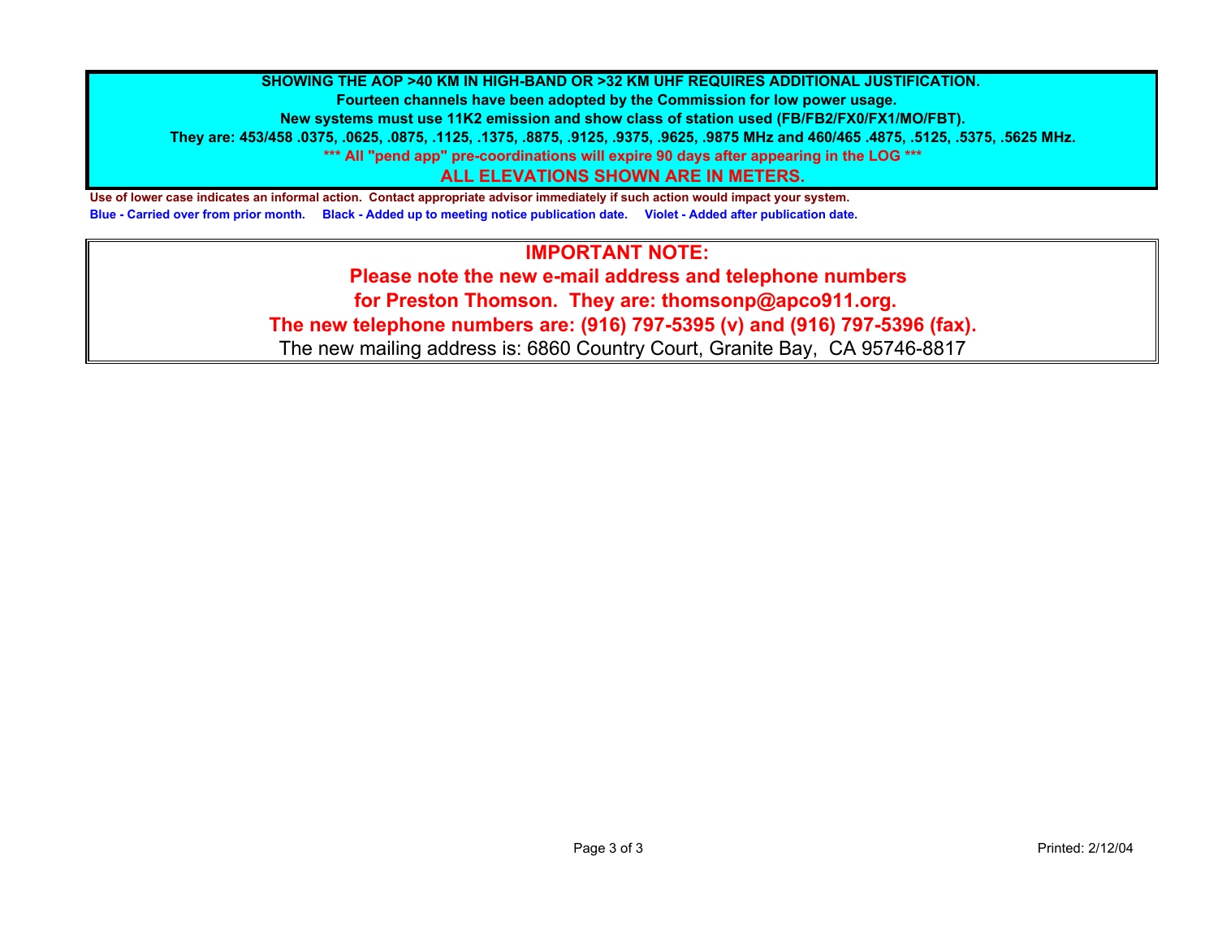**SHOWING THE AOP >40 KM IN HIGH-BAND OR >32 KM UHF REQUIRES ADDITIONAL JUSTIFICATION.**
**Fourteen channels have been adopted by the Commission for low power usage.**
**New systems must use 11K2 emission and show class of station used (FB/FB2/FX0/FX1/MO/FBT).**
**They are: 453/458 .0375, .0625, .0875, .1125, .1375, .8875, .9125, .9375, .9625, .9875 MHz and 460/465 .4875, .5125, .5375, .5625 MHz.**
**\*\*\* All "pend app" pre-coordinations will expire 90 days after appearing in the LOG \*\*\***
**ALL ELEVATIONS SHOWN ARE IN METERS.**

**Use of lower case indicates an informal action. Contact appropriate advisor immediately if such action would impact your system.**
**Blue - Carried over from prior month. Black - Added up to meeting notice publication date. Violet - Added after publication date.**

## IMPORTANT NOTE:

**Please note the new e-mail address and telephone numbers for Preston Thomson. They are: thomsonp@apco911.org.**
**The new telephone numbers are: (916) 797-5395 (v) and (916) 797-5396 (fax).**
The new mailing address is: 6860 Country Court, Granite Bay, CA 95746-8817

Printed: 2/12/04